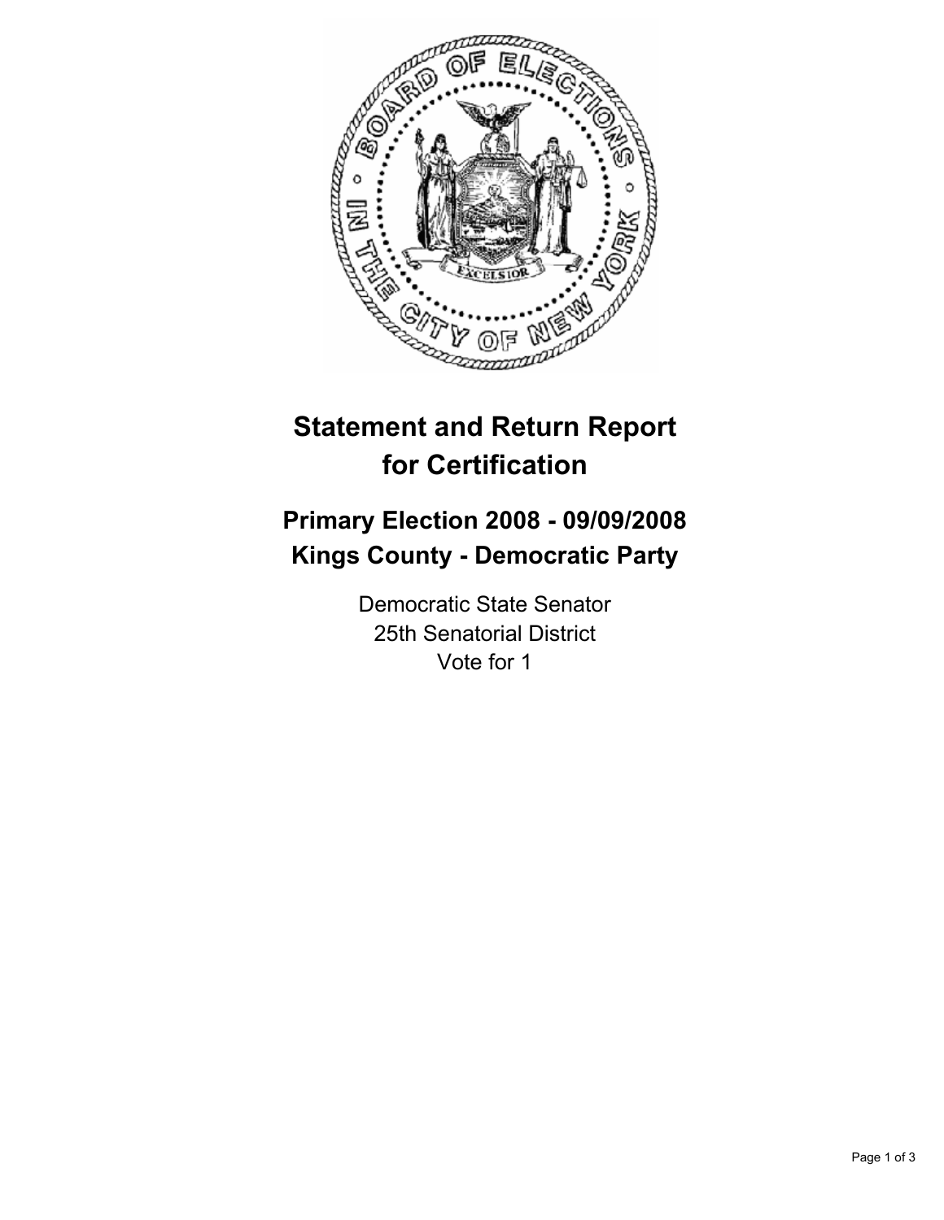# Statement and Return Report for Certification

## Primary Election 2008 - 09/09/2008
## Kings County - Democratic Party

Democratic State Senator
25th Senatorial District
Vote for 1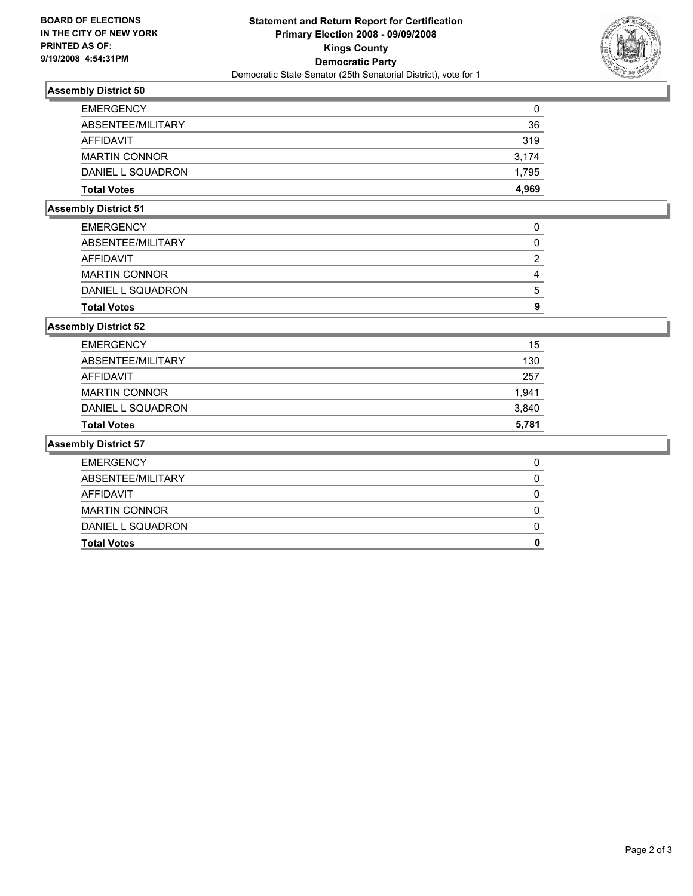**BOARD OF ELECTIONS IN THE CITY OF NEW YORK**
**PRINTED AS OF: 9/19/2008 4:54:31PM**

**Statement and Return Report for Certification**
**Primary Election 2008 - 09/09/2008**
**Kings County**
**Democratic Party**
Democratic State Senator (25th Senatorial District), vote for 1

### Assembly District 50

| | |
|---|---|
| EMERGENCY | 0 |
| ABSENTEE/MILITARY | 36 |
| AFFIDAVIT | 319 |
| MARTIN CONNOR | 3,174 |
| DANIEL L SQUADRON | 1,795 |
| **Total Votes** | **4,969** |

### Assembly District 51

| | |
|---|---|
| EMERGENCY | 0 |
| ABSENTEE/MILITARY | 0 |
| AFFIDAVIT | 2 |
| MARTIN CONNOR | 4 |
| DANIEL L SQUADRON | 5 |
| **Total Votes** | **9** |

### Assembly District 52

| | |
|---|---|
| EMERGENCY | 15 |
| ABSENTEE/MILITARY | 130 |
| AFFIDAVIT | 257 |
| MARTIN CONNOR | 1,941 |
| DANIEL L SQUADRON | 3,840 |
| **Total Votes** | **5,781** |

### Assembly District 57

| | |
|---|---|
| EMERGENCY | 0 |
| ABSENTEE/MILITARY | 0 |
| AFFIDAVIT | 0 |
| MARTIN CONNOR | 0 |
| DANIEL L SQUADRON | 0 |
| **Total Votes** | **0** |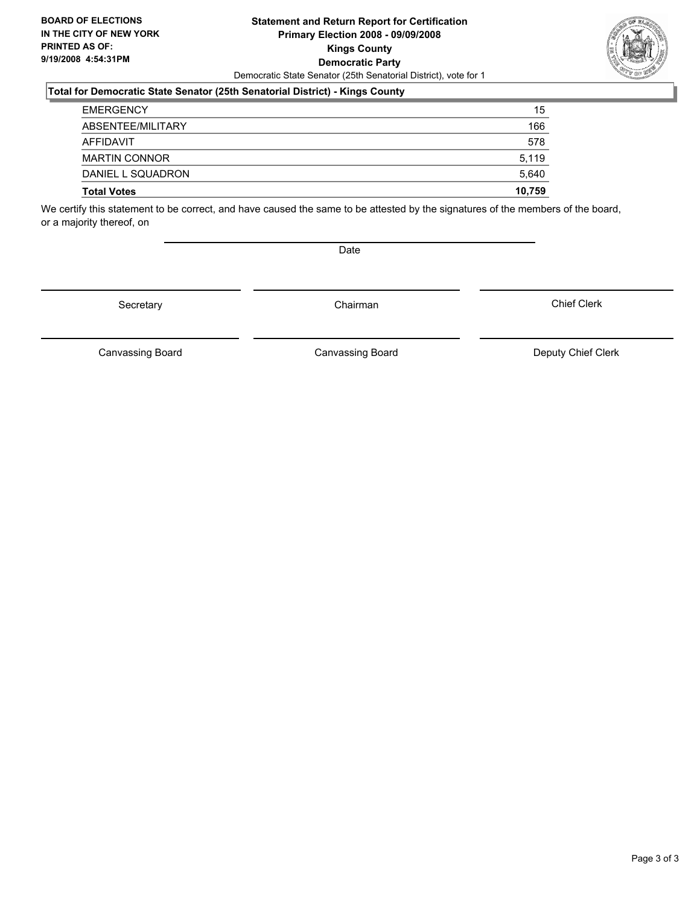**BOARD OF ELECTIONS IN THE CITY OF NEW YORK PRINTED AS OF: 9/19/2008 4:54:31PM**

**Statement and Return Report for Certification**
**Primary Election 2008 - 09/09/2008**
**Kings County**
**Democratic Party**
Democratic State Senator (25th Senatorial District), vote for 1

**Total for Democratic State Senator (25th Senatorial District) - Kings County**

| | |
|---|---|
| EMERGENCY | 15 |
| ABSENTEE/MILITARY | 166 |
| AFFIDAVIT | 578 |
| MARTIN CONNOR | 5,119 |
| DANIEL L SQUADRON | 5,640 |
| **Total Votes** | **10,759** |

We certify this statement to be correct, and have caused the same to be attested by the signatures of the members of the board, or a majority thereof, on

Date

Secretary | Chairman | Chief Clerk

Canvassing Board | Canvassing Board | Deputy Chief Clerk